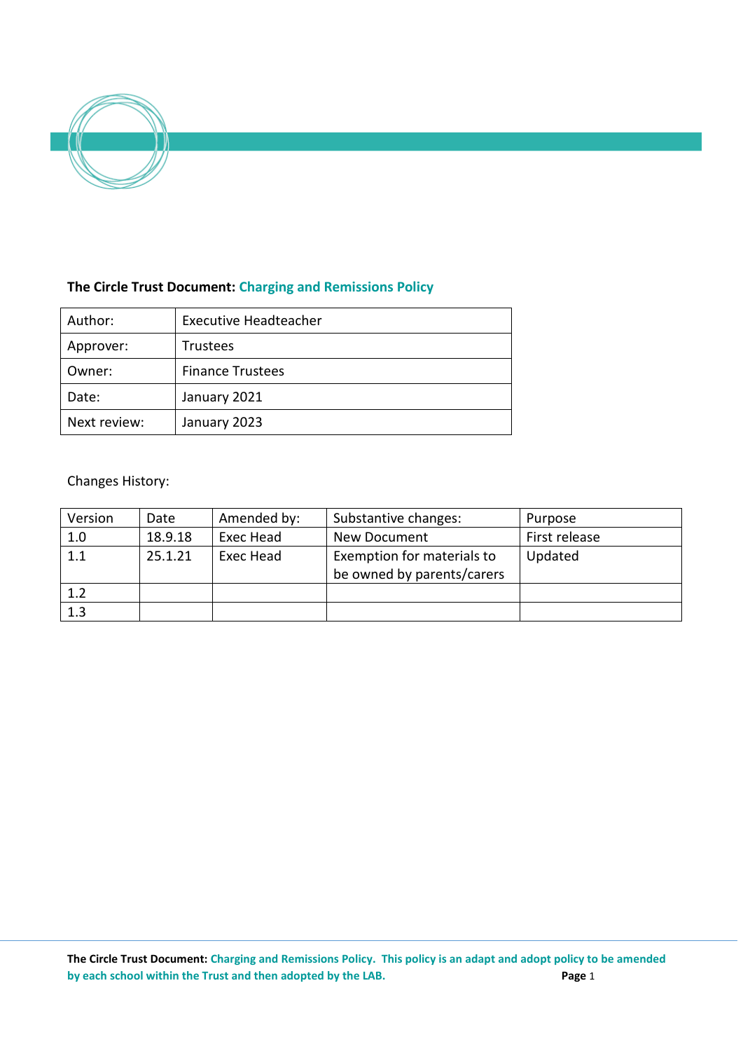**The Circle Trust Document: Charging and Remissions Policy**

| Author: | Executive Headteacher |
|---|---|
| Approver: | Trustees |
| Owner: | Finance Trustees |
| Date: | January 2021 |
| Next review: | January 2023 |

Changes History:

| Version | Date | Amended by: | Substantive changes: | Purpose |
|---|---|---|---|---|
| 1.0 | 18.9.18 | Exec Head | New Document | First release |
| 1.1 | 25.1.21 | Exec Head | Exemption for materials to be owned by parents/carers | Updated |
| 1.2 | | | | |
| 1.3 | | | | |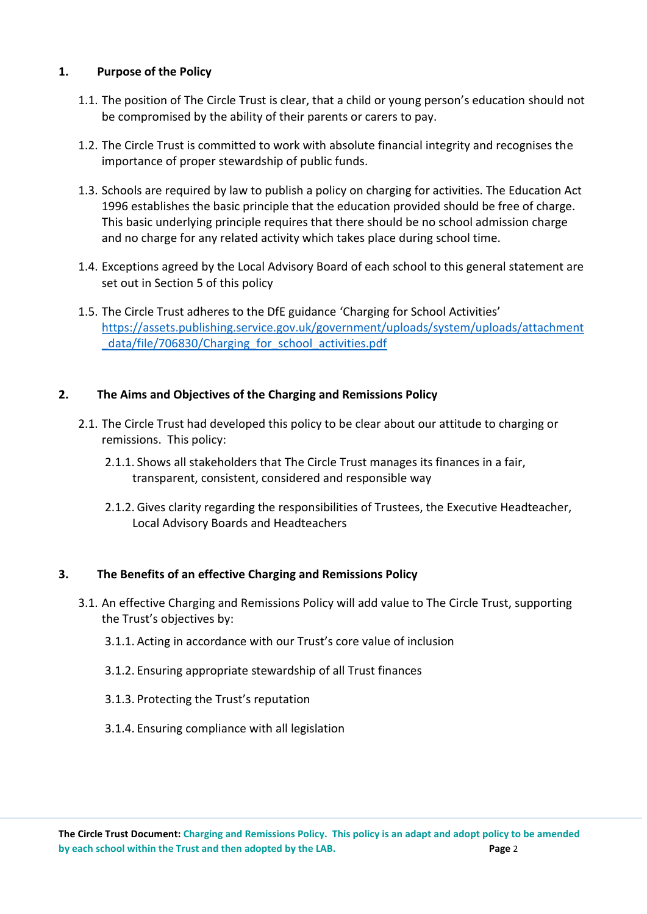## 1. Purpose of the Policy

1.1. The position of The Circle Trust is clear, that a child or young person's education should not be compromised by the ability of their parents or carers to pay.

1.2. The Circle Trust is committed to work with absolute financial integrity and recognises the importance of proper stewardship of public funds.

1.3. Schools are required by law to publish a policy on charging for activities. The Education Act 1996 establishes the basic principle that the education provided should be free of charge. This basic underlying principle requires that there should be no school admission charge and no charge for any related activity which takes place during school time.

1.4. Exceptions agreed by the Local Advisory Board of each school to this general statement are set out in Section 5 of this policy

1.5. The Circle Trust adheres to the DfE guidance 'Charging for School Activities' [https://assets.publishing.service.gov.uk/government/uploads/system/uploads/attachment_data/file/706830/Charging_for_school_activities.pdf](https://assets.publishing.service.gov.uk/government/uploads/system/uploads/attachment_data/file/706830/Charging_for_school_activities.pdf)

## 2. The Aims and Objectives of the Charging and Remissions Policy

2.1. The Circle Trust had developed this policy to be clear about our attitude to charging or remissions. This policy:

2.1.1. Shows all stakeholders that The Circle Trust manages its finances in a fair, transparent, consistent, considered and responsible way

2.1.2. Gives clarity regarding the responsibilities of Trustees, the Executive Headteacher, Local Advisory Boards and Headteachers

## 3. The Benefits of an effective Charging and Remissions Policy

3.1. An effective Charging and Remissions Policy will add value to The Circle Trust, supporting the Trust's objectives by:

3.1.1. Acting in accordance with our Trust's core value of inclusion

3.1.2. Ensuring appropriate stewardship of all Trust finances

3.1.3. Protecting the Trust's reputation

3.1.4. Ensuring compliance with all legislation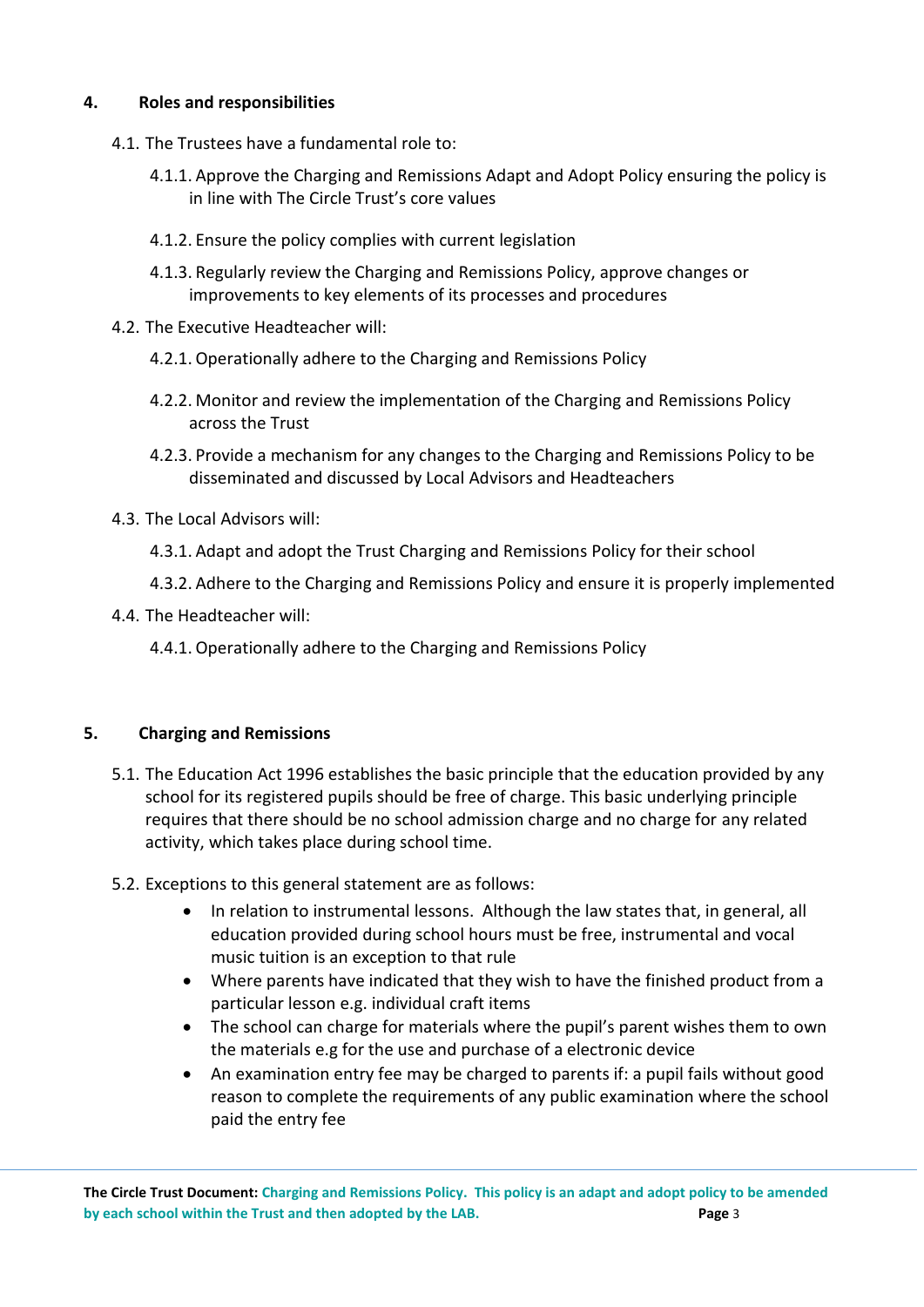## 4. Roles and responsibilities

4.1. The Trustees have a fundamental role to:

4.1.1. Approve the Charging and Remissions Adapt and Adopt Policy ensuring the policy is in line with The Circle Trust's core values

4.1.2. Ensure the policy complies with current legislation

4.1.3. Regularly review the Charging and Remissions Policy, approve changes or improvements to key elements of its processes and procedures

4.2. The Executive Headteacher will:

4.2.1. Operationally adhere to the Charging and Remissions Policy

4.2.2. Monitor and review the implementation of the Charging and Remissions Policy across the Trust

4.2.3. Provide a mechanism for any changes to the Charging and Remissions Policy to be disseminated and discussed by Local Advisors and Headteachers

4.3. The Local Advisors will:

4.3.1. Adapt and adopt the Trust Charging and Remissions Policy for their school

4.3.2. Adhere to the Charging and Remissions Policy and ensure it is properly implemented

4.4. The Headteacher will:

4.4.1. Operationally adhere to the Charging and Remissions Policy

## 5. Charging and Remissions

5.1. The Education Act 1996 establishes the basic principle that the education provided by any school for its registered pupils should be free of charge. This basic underlying principle requires that there should be no school admission charge and no charge for any related activity, which takes place during school time.

5.2. Exceptions to this general statement are as follows:

- In relation to instrumental lessons. Although the law states that, in general, all education provided during school hours must be free, instrumental and vocal music tuition is an exception to that rule
- Where parents have indicated that they wish to have the finished product from a particular lesson e.g. individual craft items
- The school can charge for materials where the pupil's parent wishes them to own the materials e.g for the use and purchase of a electronic device
- An examination entry fee may be charged to parents if: a pupil fails without good reason to complete the requirements of any public examination where the school paid the entry fee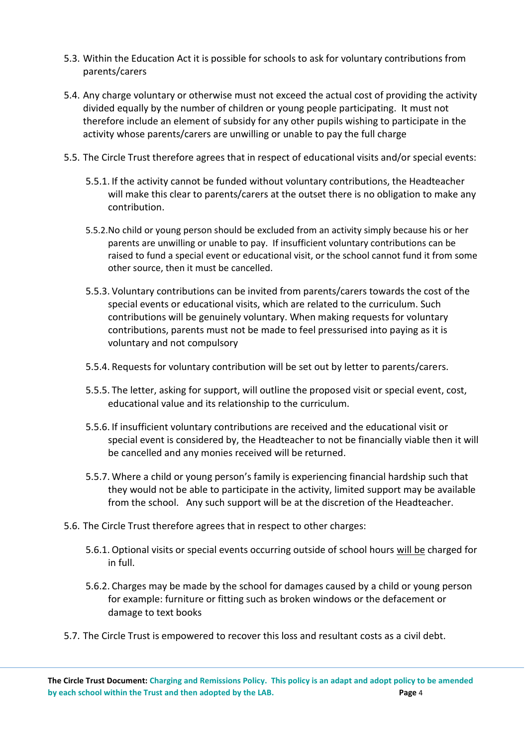5.3. Within the Education Act it is possible for schools to ask for voluntary contributions from parents/carers

5.4. Any charge voluntary or otherwise must not exceed the actual cost of providing the activity divided equally by the number of children or young people participating. It must not therefore include an element of subsidy for any other pupils wishing to participate in the activity whose parents/carers are unwilling or unable to pay the full charge

5.5. The Circle Trust therefore agrees that in respect of educational visits and/or special events:

5.5.1. If the activity cannot be funded without voluntary contributions, the Headteacher will make this clear to parents/carers at the outset there is no obligation to make any contribution.

5.5.2. No child or young person should be excluded from an activity simply because his or her parents are unwilling or unable to pay. If insufficient voluntary contributions can be raised to fund a special event or educational visit, or the school cannot fund it from some other source, then it must be cancelled.

5.5.3. Voluntary contributions can be invited from parents/carers towards the cost of the special events or educational visits, which are related to the curriculum. Such contributions will be genuinely voluntary. When making requests for voluntary contributions, parents must not be made to feel pressurised into paying as it is voluntary and not compulsory

5.5.4. Requests for voluntary contribution will be set out by letter to parents/carers.

5.5.5. The letter, asking for support, will outline the proposed visit or special event, cost, educational value and its relationship to the curriculum.

5.5.6. If insufficient voluntary contributions are received and the educational visit or special event is considered by, the Headteacher to not be financially viable then it will be cancelled and any monies received will be returned.

5.5.7. Where a child or young person's family is experiencing financial hardship such that they would not be able to participate in the activity, limited support may be available from the school. Any such support will be at the discretion of the Headteacher.

5.6. The Circle Trust therefore agrees that in respect to other charges:

5.6.1. Optional visits or special events occurring outside of school hours <u>will be</u> charged for in full.

5.6.2. Charges may be made by the school for damages caused by a child or young person for example: furniture or fitting such as broken windows or the defacement or damage to text books

5.7. The Circle Trust is empowered to recover this loss and resultant costs as a civil debt.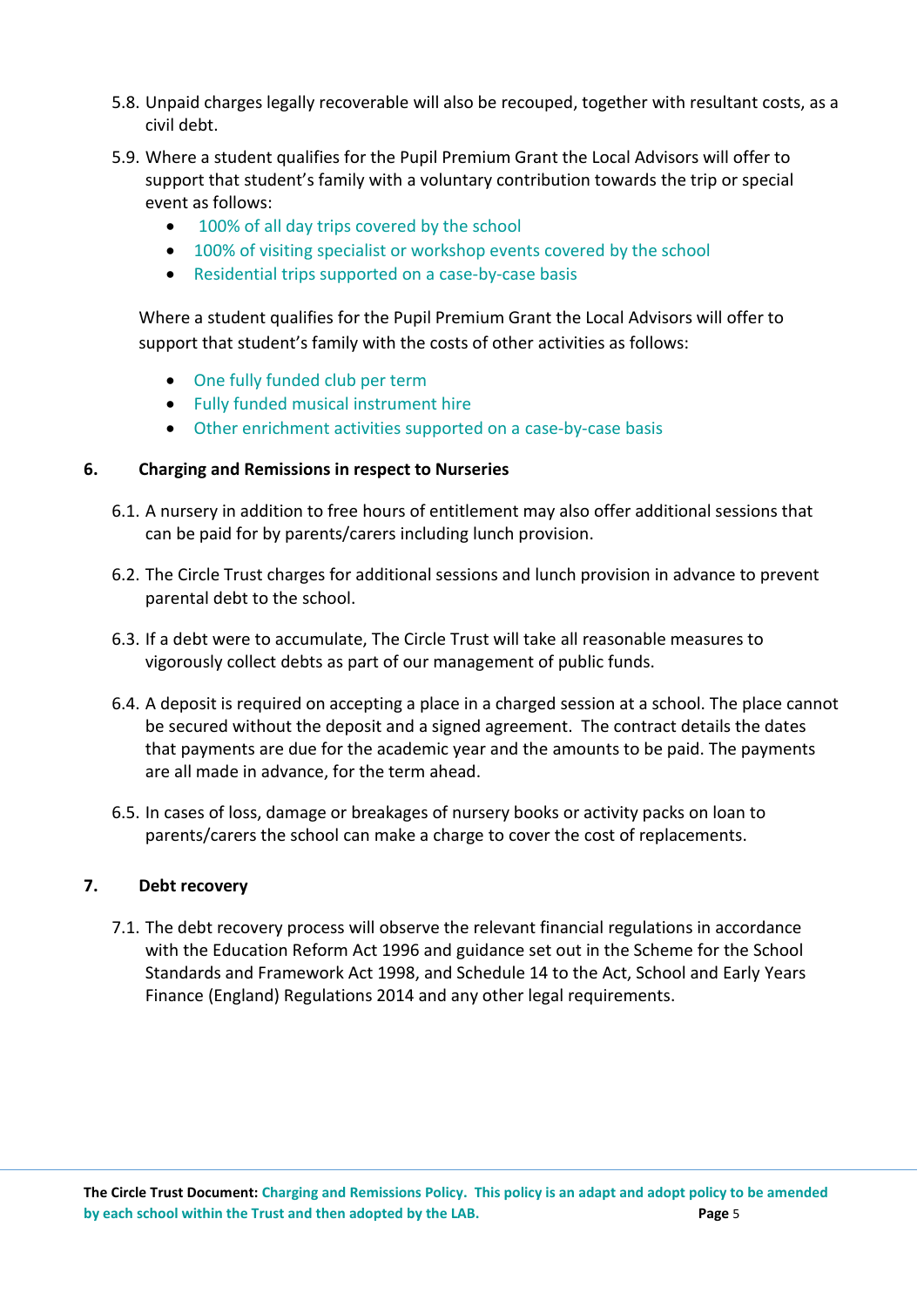5.8. Unpaid charges legally recoverable will also be recouped, together with resultant costs, as a civil debt.

5.9. Where a student qualifies for the Pupil Premium Grant the Local Advisors will offer to support that student's family with a voluntary contribution towards the trip or special event as follows:

- 100% of all day trips covered by the school
- 100% of visiting specialist or workshop events covered by the school
- Residential trips supported on a case-by-case basis

Where a student qualifies for the Pupil Premium Grant the Local Advisors will offer to support that student's family with the costs of other activities as follows:

- One fully funded club per term
- Fully funded musical instrument hire
- Other enrichment activities supported on a case-by-case basis

## 6. Charging and Remissions in respect to Nurseries

6.1. A nursery in addition to free hours of entitlement may also offer additional sessions that can be paid for by parents/carers including lunch provision.

6.2. The Circle Trust charges for additional sessions and lunch provision in advance to prevent parental debt to the school.

6.3. If a debt were to accumulate, The Circle Trust will take all reasonable measures to vigorously collect debts as part of our management of public funds.

6.4. A deposit is required on accepting a place in a charged session at a school. The place cannot be secured without the deposit and a signed agreement. The contract details the dates that payments are due for the academic year and the amounts to be paid. The payments are all made in advance, for the term ahead.

6.5. In cases of loss, damage or breakages of nursery books or activity packs on loan to parents/carers the school can make a charge to cover the cost of replacements.

## 7. Debt recovery

7.1. The debt recovery process will observe the relevant financial regulations in accordance with the Education Reform Act 1996 and guidance set out in the Scheme for the School Standards and Framework Act 1998, and Schedule 14 to the Act, School and Early Years Finance (England) Regulations 2014 and any other legal requirements.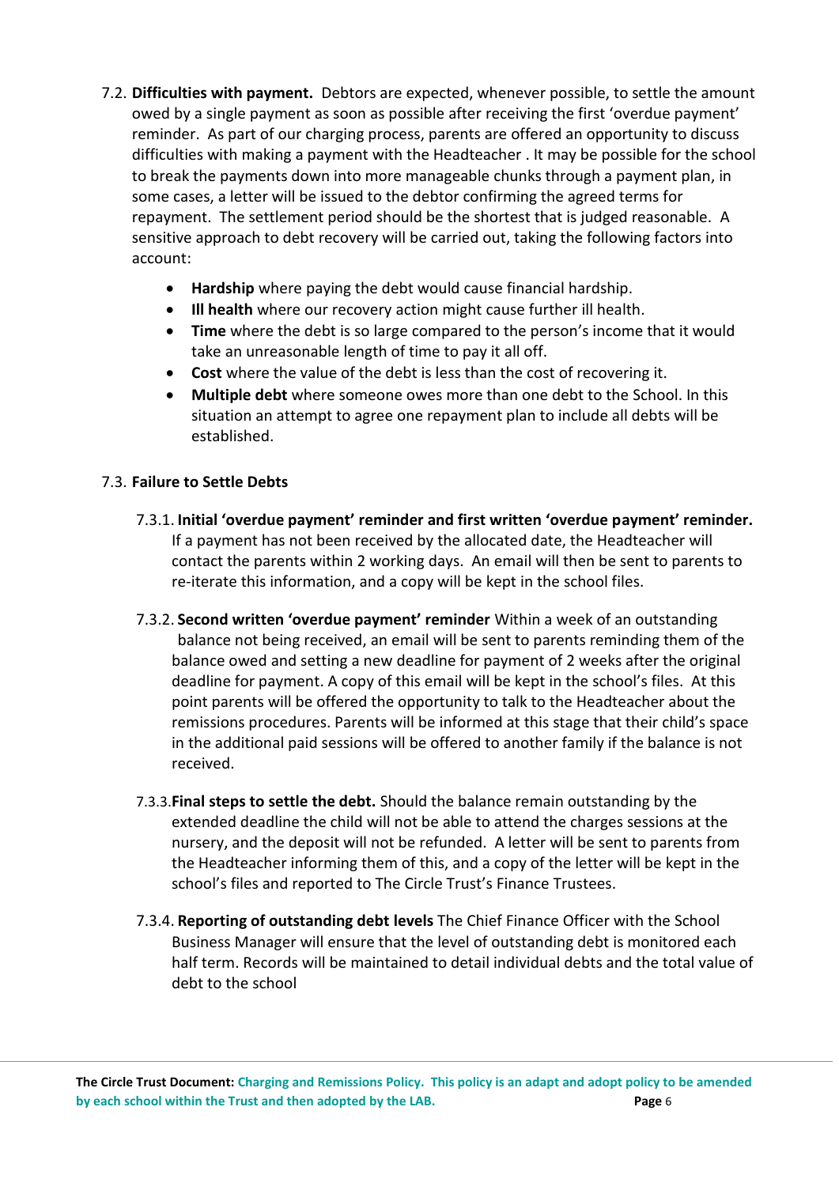7.2. **Difficulties with payment.** Debtors are expected, whenever possible, to settle the amount owed by a single payment as soon as possible after receiving the first 'overdue payment' reminder. As part of our charging process, parents are offered an opportunity to discuss difficulties with making a payment with the Headteacher . It may be possible for the school to break the payments down into more manageable chunks through a payment plan, in some cases, a letter will be issued to the debtor confirming the agreed terms for repayment. The settlement period should be the shortest that is judged reasonable. A sensitive approach to debt recovery will be carried out, taking the following factors into account:

- **Hardship** where paying the debt would cause financial hardship.
- **Ill health** where our recovery action might cause further ill health.
- **Time** where the debt is so large compared to the person's income that it would take an unreasonable length of time to pay it all off.
- **Cost** where the value of the debt is less than the cost of recovering it.
- **Multiple debt** where someone owes more than one debt to the School. In this situation an attempt to agree one repayment plan to include all debts will be established.

7.3. **Failure to Settle Debts**

7.3.1. **Initial 'overdue payment' reminder and first written 'overdue payment' reminder.** If a payment has not been received by the allocated date, the Headteacher will contact the parents within 2 working days. An email will then be sent to parents to re-iterate this information, and a copy will be kept in the school files.

7.3.2. **Second written 'overdue payment' reminder** Within a week of an outstanding balance not being received, an email will be sent to parents reminding them of the balance owed and setting a new deadline for payment of 2 weeks after the original deadline for payment. A copy of this email will be kept in the school's files. At this point parents will be offered the opportunity to talk to the Headteacher about the remissions procedures. Parents will be informed at this stage that their child's space in the additional paid sessions will be offered to another family if the balance is not received.

7.3.3. **Final steps to settle the debt.** Should the balance remain outstanding by the extended deadline the child will not be able to attend the charges sessions at the nursery, and the deposit will not be refunded. A letter will be sent to parents from the Headteacher informing them of this, and a copy of the letter will be kept in the school's files and reported to The Circle Trust's Finance Trustees.

7.3.4. **Reporting of outstanding debt levels** The Chief Finance Officer with the School Business Manager will ensure that the level of outstanding debt is monitored each half term. Records will be maintained to detail individual debts and the total value of debt to the school